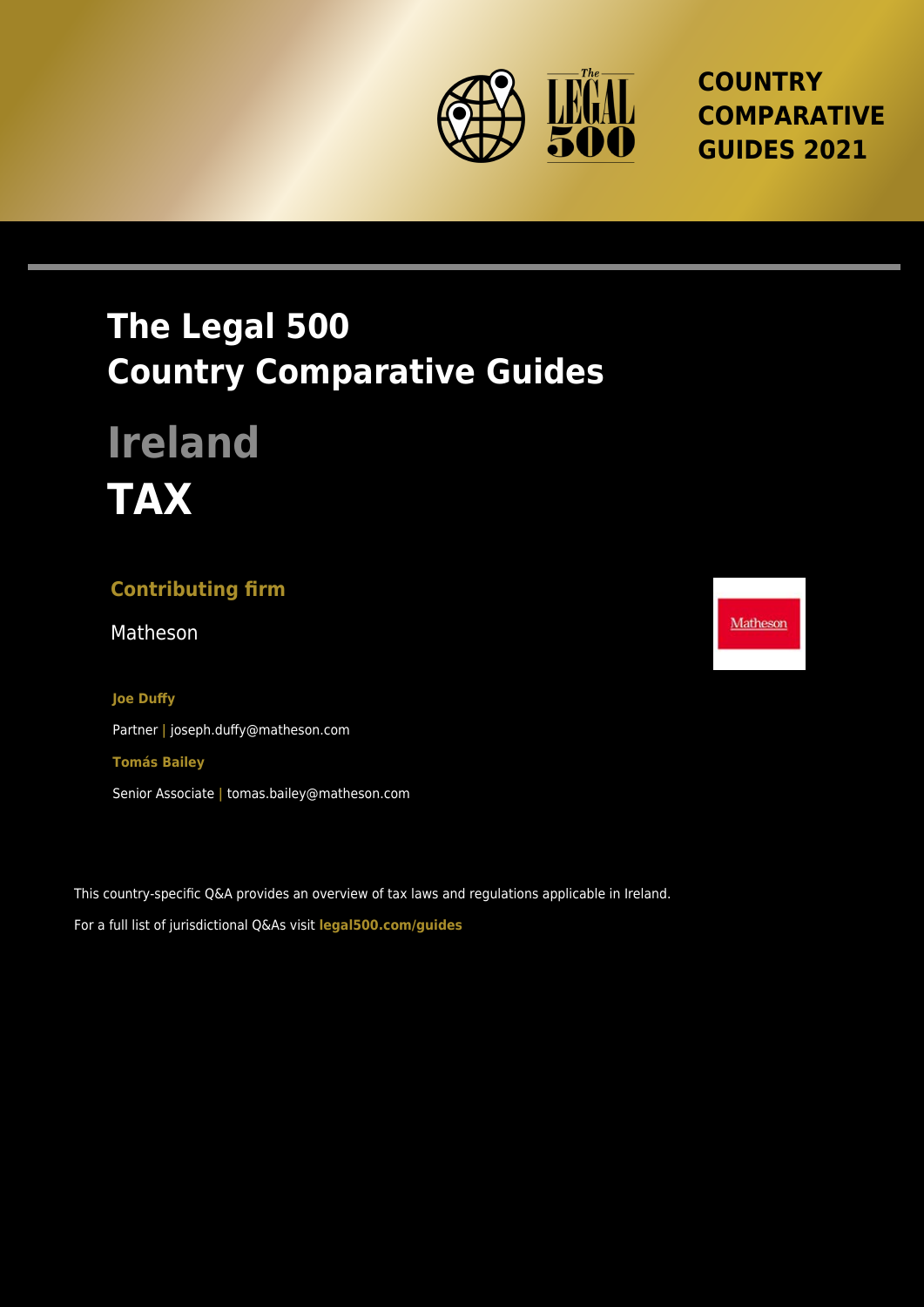COUNTRY COMPARATIVE GUIDES 2021

# The Legal 500 Country Comparative Guides

# Ireland

# TAX

### Contributing firm

Matheson

**Joe Duffy**

Partner | joseph.duffy@matheson.com

**Tomás Bailey**

Senior Associate | tomas.bailey@matheson.com

This country-specific Q&A provides an overview of tax laws and regulations applicable in Ireland.

For a full list of jurisdictional Q&As visit **legal500.com/guides**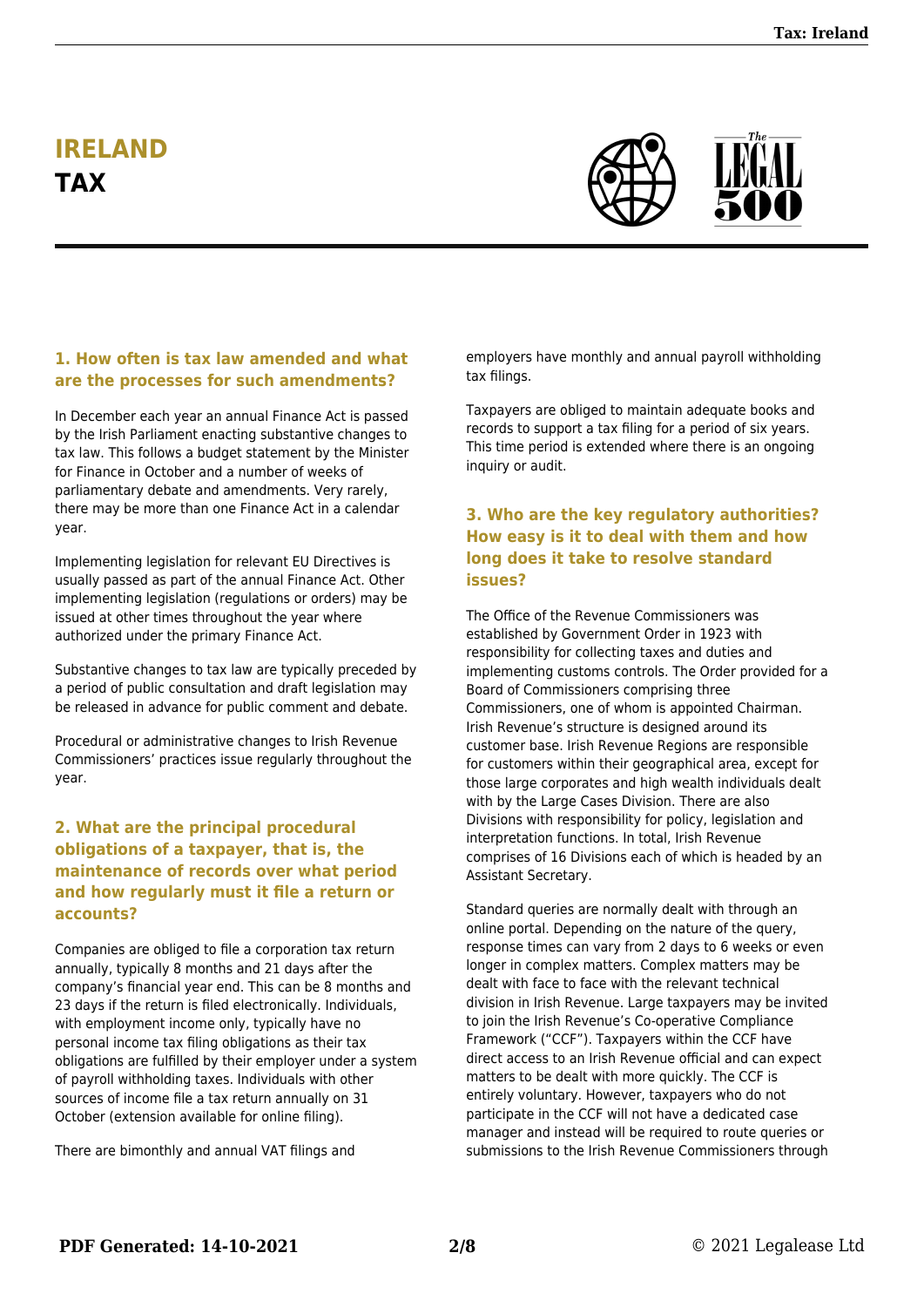# IRELAND

## TAX

### 1. How often is tax law amended and what are the processes for such amendments?

In December each year an annual Finance Act is passed by the Irish Parliament enacting substantive changes to tax law. This follows a budget statement by the Minister for Finance in October and a number of weeks of parliamentary debate and amendments. Very rarely, there may be more than one Finance Act in a calendar year.

Implementing legislation for relevant EU Directives is usually passed as part of the annual Finance Act. Other implementing legislation (regulations or orders) may be issued at other times throughout the year where authorized under the primary Finance Act.

Substantive changes to tax law are typically preceded by a period of public consultation and draft legislation may be released in advance for public comment and debate.

Procedural or administrative changes to Irish Revenue Commissioners' practices issue regularly throughout the year.

### 2. What are the principal procedural obligations of a taxpayer, that is, the maintenance of records over what period and how regularly must it file a return or accounts?

Companies are obliged to file a corporation tax return annually, typically 8 months and 21 days after the company's financial year end. This can be 8 months and 23 days if the return is filed electronically. Individuals, with employment income only, typically have no personal income tax filing obligations as their tax obligations are fulfilled by their employer under a system of payroll withholding taxes. Individuals with other sources of income file a tax return annually on 31 October (extension available for online filing).

There are bimonthly and annual VAT filings and employers have monthly and annual payroll withholding tax filings.

Taxpayers are obliged to maintain adequate books and records to support a tax filing for a period of six years. This time period is extended where there is an ongoing inquiry or audit.

### 3. Who are the key regulatory authorities? How easy is it to deal with them and how long does it take to resolve standard issues?

The Office of the Revenue Commissioners was established by Government Order in 1923 with responsibility for collecting taxes and duties and implementing customs controls. The Order provided for a Board of Commissioners comprising three Commissioners, one of whom is appointed Chairman. Irish Revenue's structure is designed around its customer base. Irish Revenue Regions are responsible for customers within their geographical area, except for those large corporates and high wealth individuals dealt with by the Large Cases Division. There are also Divisions with responsibility for policy, legislation and interpretation functions. In total, Irish Revenue comprises of 16 Divisions each of which is headed by an Assistant Secretary.

Standard queries are normally dealt with through an online portal. Depending on the nature of the query, response times can vary from 2 days to 6 weeks or even longer in complex matters. Complex matters may be dealt with face to face with the relevant technical division in Irish Revenue. Large taxpayers may be invited to join the Irish Revenue's Co-operative Compliance Framework ("CCF"). Taxpayers within the CCF have direct access to an Irish Revenue official and can expect matters to be dealt with more quickly. The CCF is entirely voluntary. However, taxpayers who do not participate in the CCF will not have a dedicated case manager and instead will be required to route queries or submissions to the Irish Revenue Commissioners through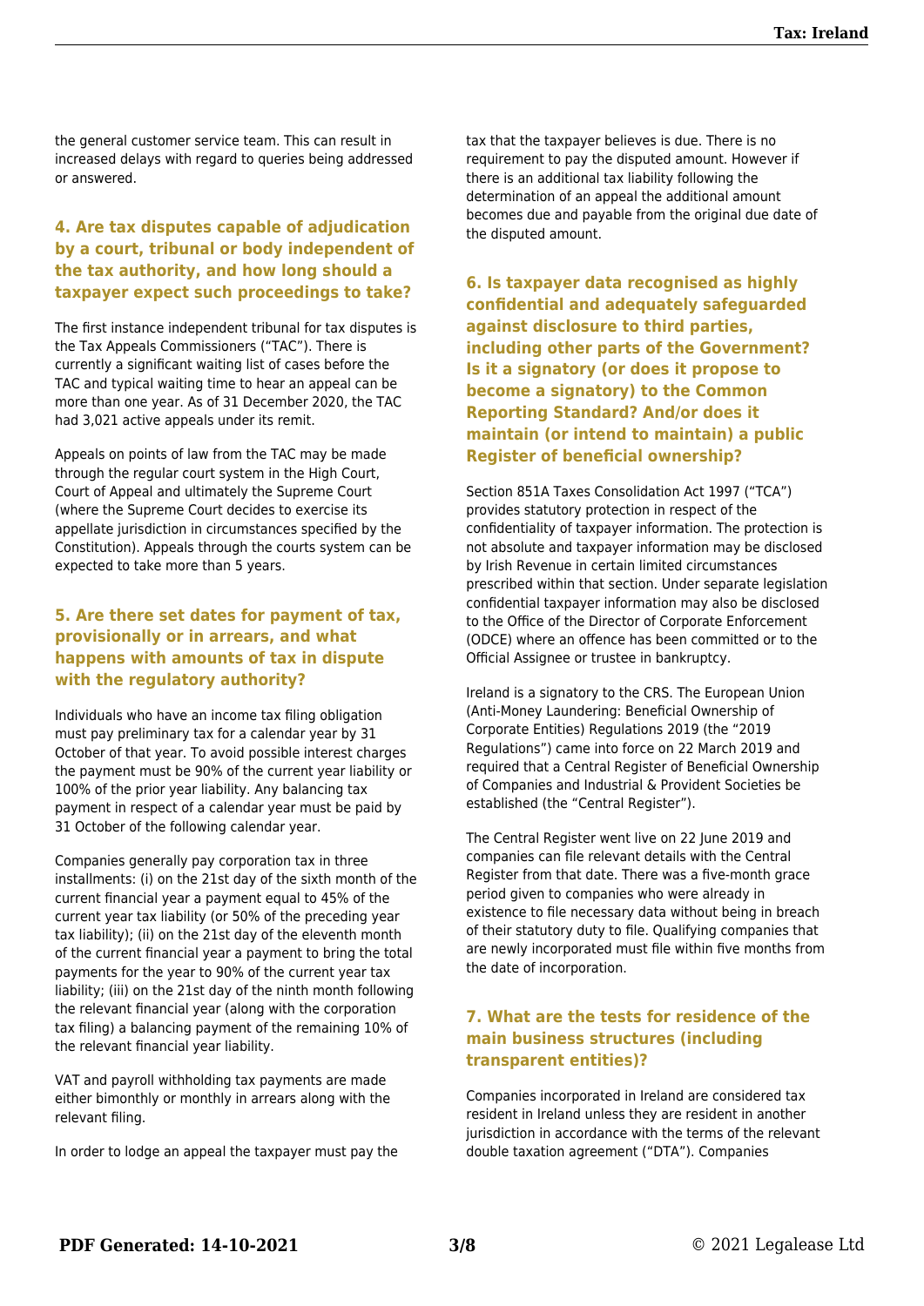the general customer service team. This can result in increased delays with regard to queries being addressed or answered.

## 4. Are tax disputes capable of adjudication by a court, tribunal or body independent of the tax authority, and how long should a taxpayer expect such proceedings to take?

The first instance independent tribunal for tax disputes is the Tax Appeals Commissioners ("TAC"). There is currently a significant waiting list of cases before the TAC and typical waiting time to hear an appeal can be more than one year. As of 31 December 2020, the TAC had 3,021 active appeals under its remit.

Appeals on points of law from the TAC may be made through the regular court system in the High Court, Court of Appeal and ultimately the Supreme Court (where the Supreme Court decides to exercise its appellate jurisdiction in circumstances specified by the Constitution). Appeals through the courts system can be expected to take more than 5 years.

## 5. Are there set dates for payment of tax, provisionally or in arrears, and what happens with amounts of tax in dispute with the regulatory authority?

Individuals who have an income tax filing obligation must pay preliminary tax for a calendar year by 31 October of that year. To avoid possible interest charges the payment must be 90% of the current year liability or 100% of the prior year liability. Any balancing tax payment in respect of a calendar year must be paid by 31 October of the following calendar year.

Companies generally pay corporation tax in three installments: (i) on the 21st day of the sixth month of the current financial year a payment equal to 45% of the current year tax liability (or 50% of the preceding year tax liability); (ii) on the 21st day of the eleventh month of the current financial year a payment to bring the total payments for the year to 90% of the current year tax liability; (iii) on the 21st day of the ninth month following the relevant financial year (along with the corporation tax filing) a balancing payment of the remaining 10% of the relevant financial year liability.

VAT and payroll withholding tax payments are made either bimonthly or monthly in arrears along with the relevant filing.

In order to lodge an appeal the taxpayer must pay the tax that the taxpayer believes is due. There is no requirement to pay the disputed amount. However if there is an additional tax liability following the determination of an appeal the additional amount becomes due and payable from the original due date of the disputed amount.

## 6. Is taxpayer data recognised as highly confidential and adequately safeguarded against disclosure to third parties, including other parts of the Government? Is it a signatory (or does it propose to become a signatory) to the Common Reporting Standard? And/or does it maintain (or intend to maintain) a public Register of beneficial ownership?

Section 851A Taxes Consolidation Act 1997 ("TCA") provides statutory protection in respect of the confidentiality of taxpayer information. The protection is not absolute and taxpayer information may be disclosed by Irish Revenue in certain limited circumstances prescribed within that section. Under separate legislation confidential taxpayer information may also be disclosed to the Office of the Director of Corporate Enforcement (ODCE) where an offence has been committed or to the Official Assignee or trustee in bankruptcy.

Ireland is a signatory to the CRS. The European Union (Anti-Money Laundering: Beneficial Ownership of Corporate Entities) Regulations 2019 (the "2019 Regulations") came into force on 22 March 2019 and required that a Central Register of Beneficial Ownership of Companies and Industrial & Provident Societies be established (the "Central Register").

The Central Register went live on 22 June 2019 and companies can file relevant details with the Central Register from that date. There was a five-month grace period given to companies who were already in existence to file necessary data without being in breach of their statutory duty to file. Qualifying companies that are newly incorporated must file within five months from the date of incorporation.

## 7. What are the tests for residence of the main business structures (including transparent entities)?

Companies incorporated in Ireland are considered tax resident in Ireland unless they are resident in another jurisdiction in accordance with the terms of the relevant double taxation agreement ("DTA"). Companies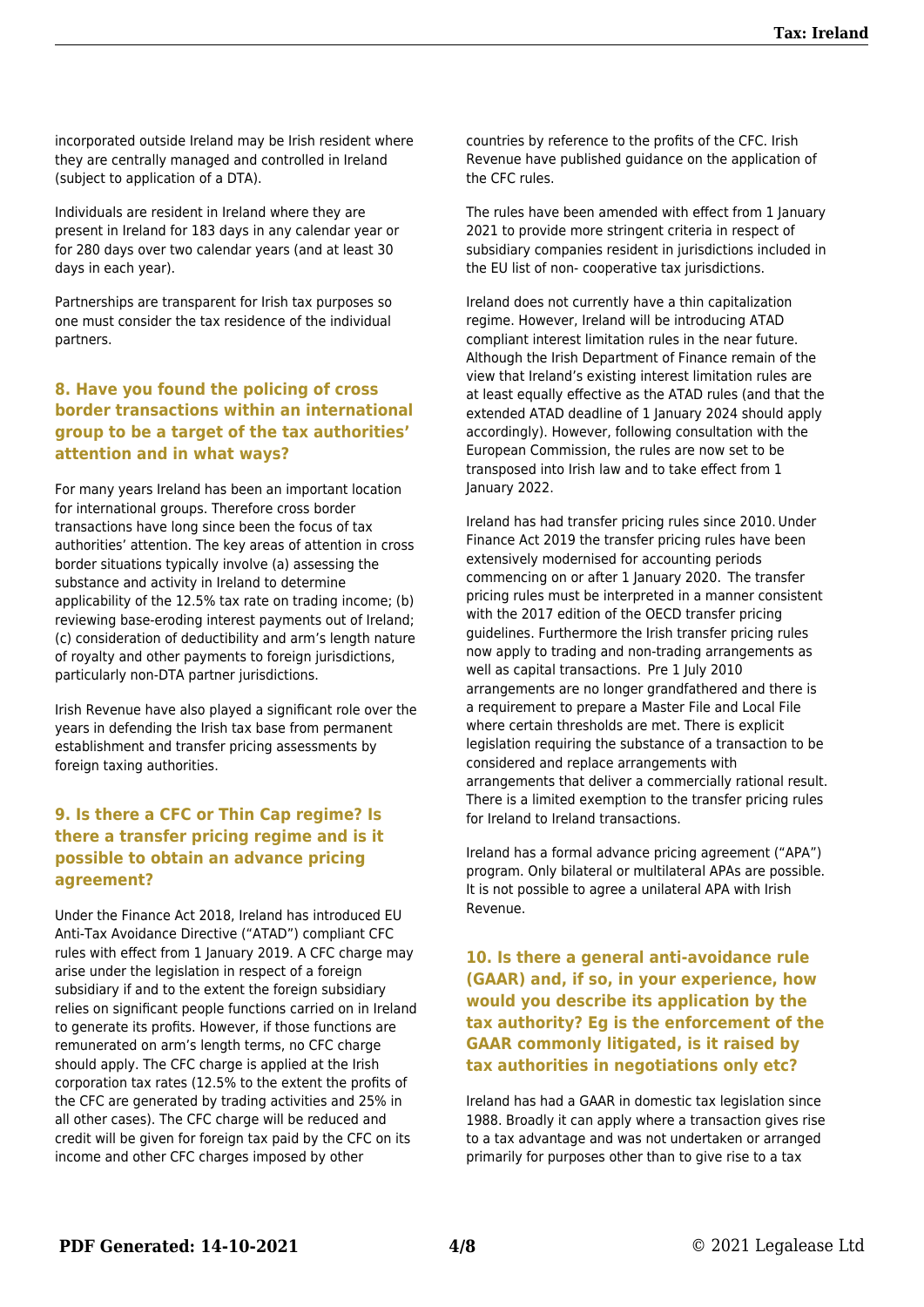incorporated outside Ireland may be Irish resident where they are centrally managed and controlled in Ireland (subject to application of a DTA).

Individuals are resident in Ireland where they are present in Ireland for 183 days in any calendar year or for 280 days over two calendar years (and at least 30 days in each year).

Partnerships are transparent for Irish tax purposes so one must consider the tax residence of the individual partners.

## 8. Have you found the policing of cross border transactions within an international group to be a target of the tax authorities' attention and in what ways?

For many years Ireland has been an important location for international groups. Therefore cross border transactions have long since been the focus of tax authorities' attention. The key areas of attention in cross border situations typically involve (a) assessing the substance and activity in Ireland to determine applicability of the 12.5% tax rate on trading income; (b) reviewing base-eroding interest payments out of Ireland; (c) consideration of deductibility and arm's length nature of royalty and other payments to foreign jurisdictions, particularly non-DTA partner jurisdictions.

Irish Revenue have also played a significant role over the years in defending the Irish tax base from permanent establishment and transfer pricing assessments by foreign taxing authorities.

## 9. Is there a CFC or Thin Cap regime? Is there a transfer pricing regime and is it possible to obtain an advance pricing agreement?

Under the Finance Act 2018, Ireland has introduced EU Anti-Tax Avoidance Directive ("ATAD") compliant CFC rules with effect from 1 January 2019. A CFC charge may arise under the legislation in respect of a foreign subsidiary if and to the extent the foreign subsidiary relies on significant people functions carried on in Ireland to generate its profits. However, if those functions are remunerated on arm's length terms, no CFC charge should apply. The CFC charge is applied at the Irish corporation tax rates (12.5% to the extent the profits of the CFC are generated by trading activities and 25% in all other cases). The CFC charge will be reduced and credit will be given for foreign tax paid by the CFC on its income and other CFC charges imposed by other countries by reference to the profits of the CFC. Irish Revenue have published guidance on the application of the CFC rules.

The rules have been amended with effect from 1 January 2021 to provide more stringent criteria in respect of subsidiary companies resident in jurisdictions included in the EU list of non- cooperative tax jurisdictions.

Ireland does not currently have a thin capitalization regime. However, Ireland will be introducing ATAD compliant interest limitation rules in the near future. Although the Irish Department of Finance remain of the view that Ireland's existing interest limitation rules are at least equally effective as the ATAD rules (and that the extended ATAD deadline of 1 January 2024 should apply accordingly). However, following consultation with the European Commission, the rules are now set to be transposed into Irish law and to take effect from 1 January 2022.

Ireland has had transfer pricing rules since 2010. Under Finance Act 2019 the transfer pricing rules have been extensively modernised for accounting periods commencing on or after 1 January 2020. The transfer pricing rules must be interpreted in a manner consistent with the 2017 edition of the OECD transfer pricing guidelines. Furthermore the Irish transfer pricing rules now apply to trading and non-trading arrangements as well as capital transactions. Pre 1 July 2010 arrangements are no longer grandfathered and there is a requirement to prepare a Master File and Local File where certain thresholds are met. There is explicit legislation requiring the substance of a transaction to be considered and replace arrangements with arrangements that deliver a commercially rational result. There is a limited exemption to the transfer pricing rules for Ireland to Ireland transactions.

Ireland has a formal advance pricing agreement ("APA") program. Only bilateral or multilateral APAs are possible. It is not possible to agree a unilateral APA with Irish Revenue.

## 10. Is there a general anti-avoidance rule (GAAR) and, if so, in your experience, how would you describe its application by the tax authority? Eg is the enforcement of the GAAR commonly litigated, is it raised by tax authorities in negotiations only etc?

Ireland has had a GAAR in domestic tax legislation since 1988. Broadly it can apply where a transaction gives rise to a tax advantage and was not undertaken or arranged primarily for purposes other than to give rise to a tax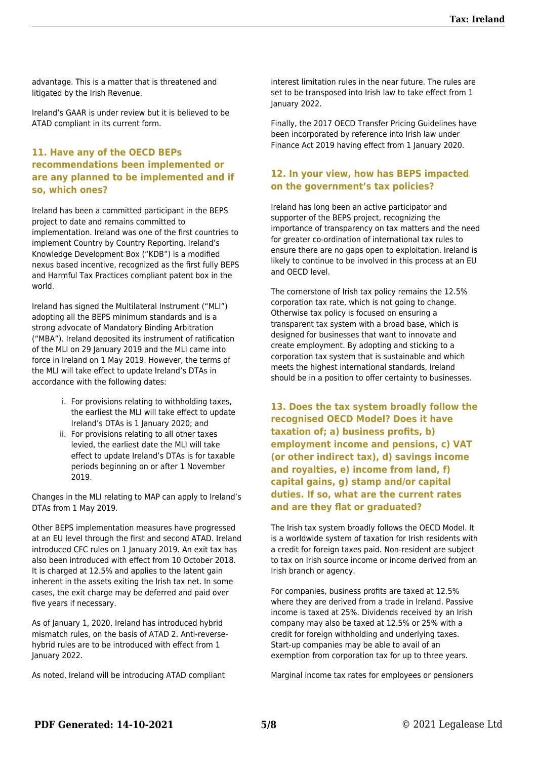advantage. This is a matter that is threatened and litigated by the Irish Revenue.

Ireland's GAAR is under review but it is believed to be ATAD compliant in its current form.

### 11. Have any of the OECD BEPs recommendations been implemented or are any planned to be implemented and if so, which ones?

Ireland has been a committed participant in the BEPS project to date and remains committed to implementation. Ireland was one of the first countries to implement Country by Country Reporting. Ireland's Knowledge Development Box ("KDB") is a modified nexus based incentive, recognized as the first fully BEPS and Harmful Tax Practices compliant patent box in the world.

Ireland has signed the Multilateral Instrument ("MLI") adopting all the BEPS minimum standards and is a strong advocate of Mandatory Binding Arbitration ("MBA"). Ireland deposited its instrument of ratification of the MLI on 29 January 2019 and the MLI came into force in Ireland on 1 May 2019. However, the terms of the MLI will take effect to update Ireland's DTAs in accordance with the following dates:

i. For provisions relating to withholding taxes, the earliest the MLI will take effect to update Ireland's DTAs is 1 January 2020; and
ii. For provisions relating to all other taxes levied, the earliest date the MLI will take effect to update Ireland's DTAs is for taxable periods beginning on or after 1 November 2019.

Changes in the MLI relating to MAP can apply to Ireland's DTAs from 1 May 2019.

Other BEPS implementation measures have progressed at an EU level through the first and second ATAD. Ireland introduced CFC rules on 1 January 2019. An exit tax has also been introduced with effect from 10 October 2018. It is charged at 12.5% and applies to the latent gain inherent in the assets exiting the Irish tax net. In some cases, the exit charge may be deferred and paid over five years if necessary.

As of January 1, 2020, Ireland has introduced hybrid mismatch rules, on the basis of ATAD 2. Anti-reverse-hybrid rules are to be introduced with effect from 1 January 2022.

As noted, Ireland will be introducing ATAD compliant interest limitation rules in the near future. The rules are set to be transposed into Irish law to take effect from 1 January 2022.

Finally, the 2017 OECD Transfer Pricing Guidelines have been incorporated by reference into Irish law under Finance Act 2019 having effect from 1 January 2020.

### 12. In your view, how has BEPS impacted on the government's tax policies?

Ireland has long been an active participator and supporter of the BEPS project, recognizing the importance of transparency on tax matters and the need for greater co-ordination of international tax rules to ensure there are no gaps open to exploitation. Ireland is likely to continue to be involved in this process at an EU and OECD level.

The cornerstone of Irish tax policy remains the 12.5% corporation tax rate, which is not going to change. Otherwise tax policy is focused on ensuring a transparent tax system with a broad base, which is designed for businesses that want to innovate and create employment. By adopting and sticking to a corporation tax system that is sustainable and which meets the highest international standards, Ireland should be in a position to offer certainty to businesses.

### 13. Does the tax system broadly follow the recognised OECD Model? Does it have taxation of; a) business profits, b) employment income and pensions, c) VAT (or other indirect tax), d) savings income and royalties, e) income from land, f) capital gains, g) stamp and/or capital duties. If so, what are the current rates and are they flat or graduated?

The Irish tax system broadly follows the OECD Model. It is a worldwide system of taxation for Irish residents with a credit for foreign taxes paid. Non-resident are subject to tax on Irish source income or income derived from an Irish branch or agency.

For companies, business profits are taxed at 12.5% where they are derived from a trade in Ireland. Passive income is taxed at 25%. Dividends received by an Irish company may also be taxed at 12.5% or 25% with a credit for foreign withholding and underlying taxes. Start-up companies may be able to avail of an exemption from corporation tax for up to three years.

Marginal income tax rates for employees or pensioners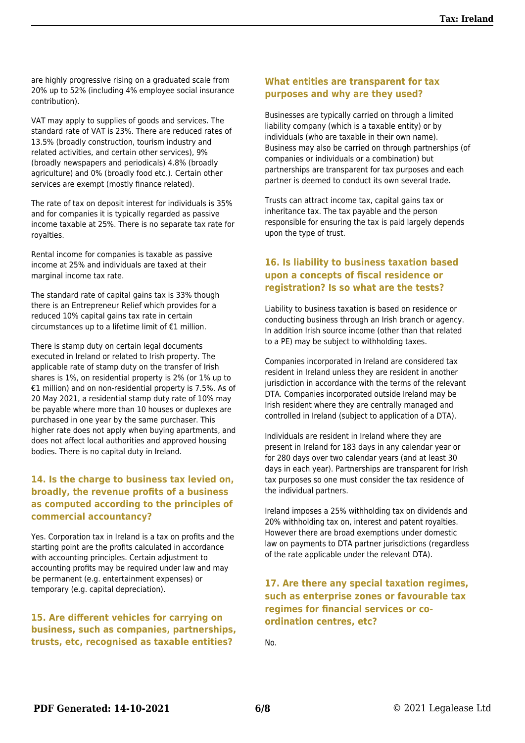are highly progressive rising on a graduated scale from 20% up to 52% (including 4% employee social insurance contribution).

VAT may apply to supplies of goods and services. The standard rate of VAT is 23%. There are reduced rates of 13.5% (broadly construction, tourism industry and related activities, and certain other services), 9% (broadly newspapers and periodicals) 4.8% (broadly agriculture) and 0% (broadly food etc.). Certain other services are exempt (mostly finance related).

The rate of tax on deposit interest for individuals is 35% and for companies it is typically regarded as passive income taxable at 25%. There is no separate tax rate for royalties.

Rental income for companies is taxable as passive income at 25% and individuals are taxed at their marginal income tax rate.

The standard rate of capital gains tax is 33% though there is an Entrepreneur Relief which provides for a reduced 10% capital gains tax rate in certain circumstances up to a lifetime limit of €1 million.

There is stamp duty on certain legal documents executed in Ireland or related to Irish property. The applicable rate of stamp duty on the transfer of Irish shares is 1%, on residential property is 2% (or 1% up to €1 million) and on non-residential property is 7.5%. As of 20 May 2021, a residential stamp duty rate of 10% may be payable where more than 10 houses or duplexes are purchased in one year by the same purchaser. This higher rate does not apply when buying apartments, and does not affect local authorities and approved housing bodies. There is no capital duty in Ireland.

### 14. Is the charge to business tax levied on, broadly, the revenue profits of a business as computed according to the principles of commercial accountancy?

Yes. Corporation tax in Ireland is a tax on profits and the starting point are the profits calculated in accordance with accounting principles. Certain adjustment to accounting profits may be required under law and may be permanent (e.g. entertainment expenses) or temporary (e.g. capital depreciation).

### 15. Are different vehicles for carrying on business, such as companies, partnerships, trusts, etc, recognised as taxable entities?

### What entities are transparent for tax purposes and why are they used?

Businesses are typically carried on through a limited liability company (which is a taxable entity) or by individuals (who are taxable in their own name). Business may also be carried on through partnerships (of companies or individuals or a combination) but partnerships are transparent for tax purposes and each partner is deemed to conduct its own several trade.

Trusts can attract income tax, capital gains tax or inheritance tax. The tax payable and the person responsible for ensuring the tax is paid largely depends upon the type of trust.

### 16. Is liability to business taxation based upon a concepts of fiscal residence or registration? Is so what are the tests?

Liability to business taxation is based on residence or conducting business through an Irish branch or agency. In addition Irish source income (other than that related to a PE) may be subject to withholding taxes.

Companies incorporated in Ireland are considered tax resident in Ireland unless they are resident in another jurisdiction in accordance with the terms of the relevant DTA. Companies incorporated outside Ireland may be Irish resident where they are centrally managed and controlled in Ireland (subject to application of a DTA).

Individuals are resident in Ireland where they are present in Ireland for 183 days in any calendar year or for 280 days over two calendar years (and at least 30 days in each year). Partnerships are transparent for Irish tax purposes so one must consider the tax residence of the individual partners.

Ireland imposes a 25% withholding tax on dividends and 20% withholding tax on, interest and patent royalties. However there are broad exemptions under domestic law on payments to DTA partner jurisdictions (regardless of the rate applicable under the relevant DTA).

### 17. Are there any special taxation regimes, such as enterprise zones or favourable tax regimes for financial services or co-ordination centres, etc?

No.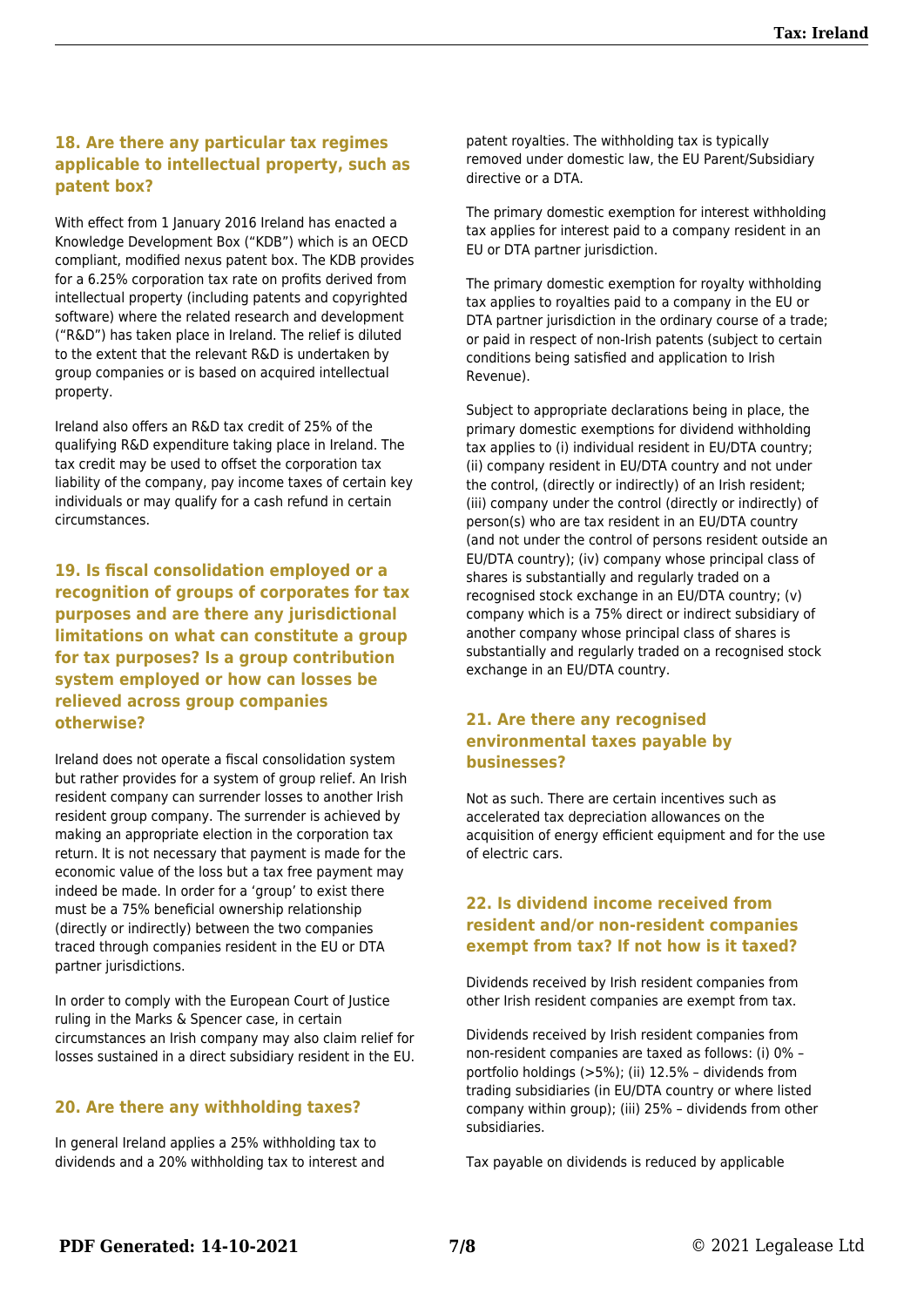### 18. Are there any particular tax regimes applicable to intellectual property, such as patent box?

With effect from 1 January 2016 Ireland has enacted a Knowledge Development Box ("KDB") which is an OECD compliant, modified nexus patent box. The KDB provides for a 6.25% corporation tax rate on profits derived from intellectual property (including patents and copyrighted software) where the related research and development ("R&D") has taken place in Ireland. The relief is diluted to the extent that the relevant R&D is undertaken by group companies or is based on acquired intellectual property.

Ireland also offers an R&D tax credit of 25% of the qualifying R&D expenditure taking place in Ireland. The tax credit may be used to offset the corporation tax liability of the company, pay income taxes of certain key individuals or may qualify for a cash refund in certain circumstances.

### 19. Is fiscal consolidation employed or a recognition of groups of corporates for tax purposes and are there any jurisdictional limitations on what can constitute a group for tax purposes? Is a group contribution system employed or how can losses be relieved across group companies otherwise?

Ireland does not operate a fiscal consolidation system but rather provides for a system of group relief. An Irish resident company can surrender losses to another Irish resident group company. The surrender is achieved by making an appropriate election in the corporation tax return. It is not necessary that payment is made for the economic value of the loss but a tax free payment may indeed be made. In order for a 'group' to exist there must be a 75% beneficial ownership relationship (directly or indirectly) between the two companies traced through companies resident in the EU or DTA partner jurisdictions.

In order to comply with the European Court of Justice ruling in the Marks & Spencer case, in certain circumstances an Irish company may also claim relief for losses sustained in a direct subsidiary resident in the EU.

### 20. Are there any withholding taxes?

In general Ireland applies a 25% withholding tax to dividends and a 20% withholding tax to interest and patent royalties. The withholding tax is typically removed under domestic law, the EU Parent/Subsidiary directive or a DTA.

The primary domestic exemption for interest withholding tax applies for interest paid to a company resident in an EU or DTA partner jurisdiction.

The primary domestic exemption for royalty withholding tax applies to royalties paid to a company in the EU or DTA partner jurisdiction in the ordinary course of a trade; or paid in respect of non-Irish patents (subject to certain conditions being satisfied and application to Irish Revenue).

Subject to appropriate declarations being in place, the primary domestic exemptions for dividend withholding tax applies to (i) individual resident in EU/DTA country; (ii) company resident in EU/DTA country and not under the control, (directly or indirectly) of an Irish resident; (iii) company under the control (directly or indirectly) of person(s) who are tax resident in an EU/DTA country (and not under the control of persons resident outside an EU/DTA country); (iv) company whose principal class of shares is substantially and regularly traded on a recognised stock exchange in an EU/DTA country; (v) company which is a 75% direct or indirect subsidiary of another company whose principal class of shares is substantially and regularly traded on a recognised stock exchange in an EU/DTA country.

### 21. Are there any recognised environmental taxes payable by businesses?

Not as such. There are certain incentives such as accelerated tax depreciation allowances on the acquisition of energy efficient equipment and for the use of electric cars.

### 22. Is dividend income received from resident and/or non-resident companies exempt from tax? If not how is it taxed?

Dividends received by Irish resident companies from other Irish resident companies are exempt from tax.

Dividends received by Irish resident companies from non-resident companies are taxed as follows: (i) 0% – portfolio holdings (>5%); (ii) 12.5% – dividends from trading subsidiaries (in EU/DTA country or where listed company within group); (iii) 25% – dividends from other subsidiaries.

Tax payable on dividends is reduced by applicable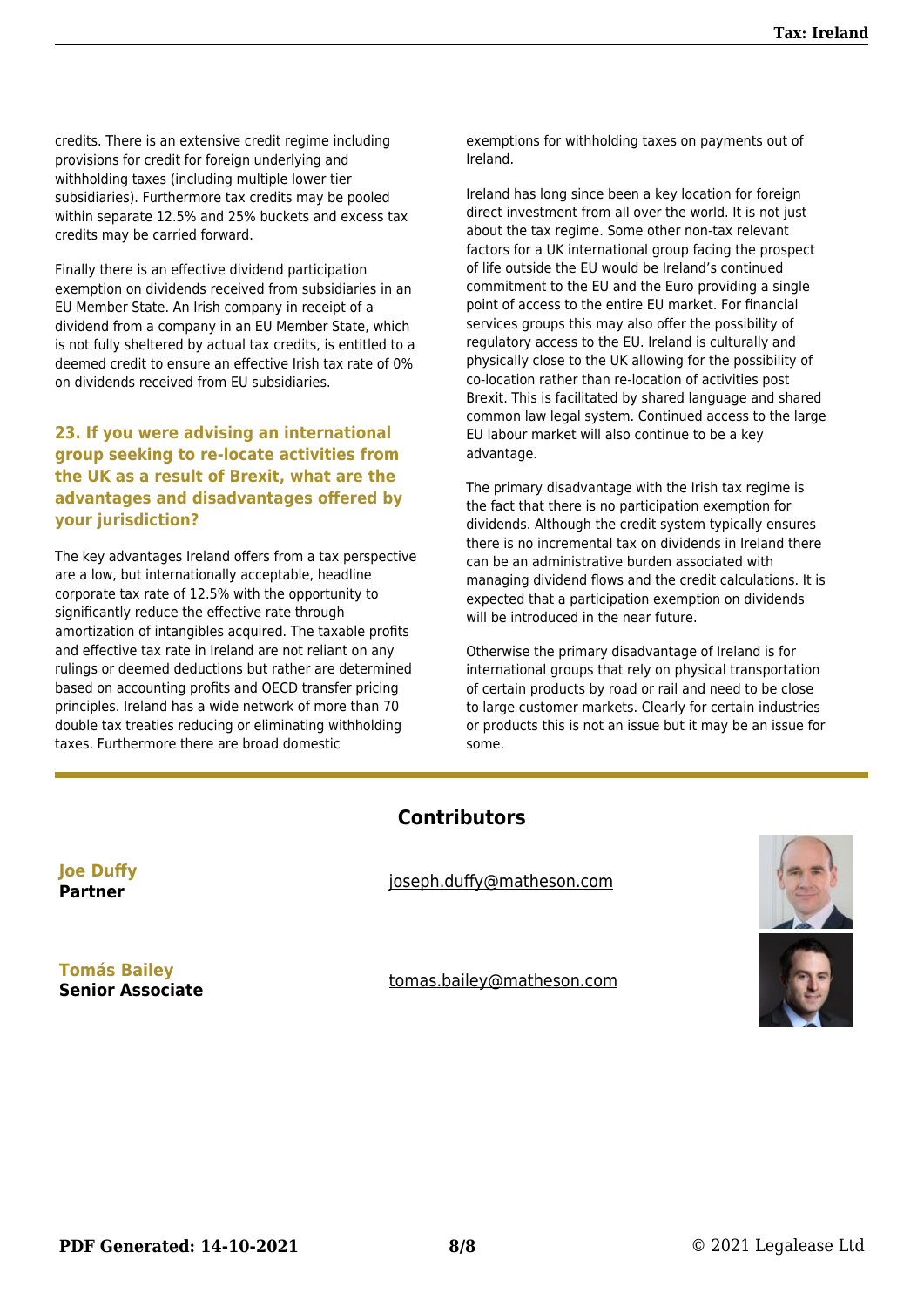credits. There is an extensive credit regime including provisions for credit for foreign underlying and withholding taxes (including multiple lower tier subsidiaries). Furthermore tax credits may be pooled within separate 12.5% and 25% buckets and excess tax credits may be carried forward.

Finally there is an effective dividend participation exemption on dividends received from subsidiaries in an EU Member State. An Irish company in receipt of a dividend from a company in an EU Member State, which is not fully sheltered by actual tax credits, is entitled to a deemed credit to ensure an effective Irish tax rate of 0% on dividends received from EU subsidiaries.

### 23. If you were advising an international group seeking to re-locate activities from the UK as a result of Brexit, what are the advantages and disadvantages offered by your jurisdiction?

The key advantages Ireland offers from a tax perspective are a low, but internationally acceptable, headline corporate tax rate of 12.5% with the opportunity to significantly reduce the effective rate through amortization of intangibles acquired. The taxable profits and effective tax rate in Ireland are not reliant on any rulings or deemed deductions but rather are determined based on accounting profits and OECD transfer pricing principles. Ireland has a wide network of more than 70 double tax treaties reducing or eliminating withholding taxes. Furthermore there are broad domestic exemptions for withholding taxes on payments out of Ireland.

Ireland has long since been a key location for foreign direct investment from all over the world. It is not just about the tax regime. Some other non-tax relevant factors for a UK international group facing the prospect of life outside the EU would be Ireland's continued commitment to the EU and the Euro providing a single point of access to the entire EU market. For financial services groups this may also offer the possibility of regulatory access to the EU. Ireland is culturally and physically close to the UK allowing for the possibility of co-location rather than re-location of activities post Brexit. This is facilitated by shared language and shared common law legal system. Continued access to the large EU labour market will also continue to be a key advantage.

The primary disadvantage with the Irish tax regime is the fact that there is no participation exemption for dividends. Although the credit system typically ensures there is no incremental tax on dividends in Ireland there can be an administrative burden associated with managing dividend flows and the credit calculations. It is expected that a participation exemption on dividends will be introduced in the near future.

Otherwise the primary disadvantage of Ireland is for international groups that rely on physical transportation of certain products by road or rail and need to be close to large customer markets. Clearly for certain industries or products this is not an issue but it may be an issue for some.

## Contributors

**Joe Duffy**
**Partner**

joseph.duffy@matheson.com

**Tomás Bailey**
**Senior Associate**

tomas.bailey@matheson.com